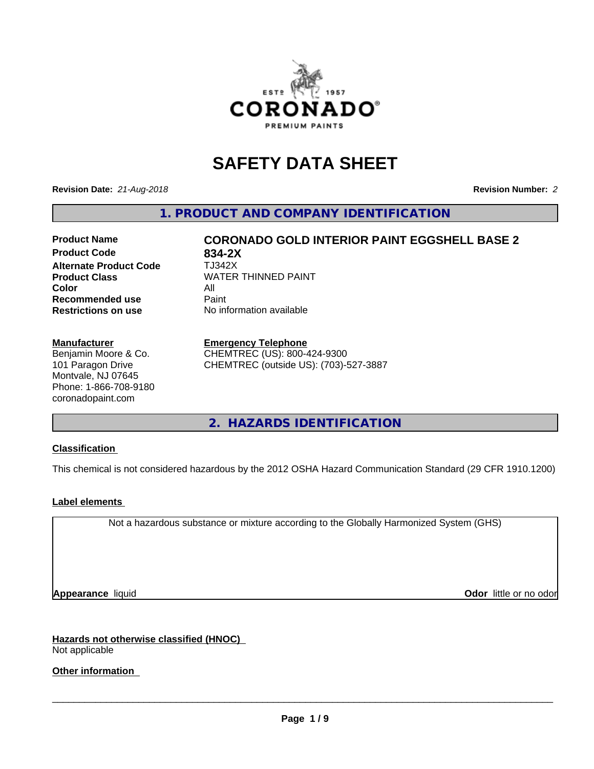# SAFETY DATA SHEET

**Revision Date:** *21-Aug-2018*

**Revision Number:** *2*

## 1. PRODUCT AND COMPANY IDENTIFICATION

| | |
|---|---|
| **Product Name** | **CORONADO GOLD INTERIOR PAINT EGGSHELL BASE 2** |
| **Product Code** | **834-2X** |
| **Alternate Product Code** | TJ342X |
| **Product Class** | WATER THINNED PAINT |
| **Color** | All |
| **Recommended use** | Paint |
| **Restrictions on use** | No information available |

**Manufacturer**
Benjamin Moore & Co.
101 Paragon Drive
Montvale, NJ 07645
Phone: 1-866-708-9180
coronadopaint.com

**Emergency Telephone**
CHEMTREC (US): 800-424-9300
CHEMTREC (outside US): (703)-527-3887

## 2. HAZARDS IDENTIFICATION

**Classification**

This chemical is not considered hazardous by the 2012 OSHA Hazard Communication Standard (29 CFR 1910.1200)

**Label elements**

Not a hazardous substance or mixture according to the Globally Harmonized System (GHS)

**Appearance** liquid

**Odor** little or no odor

**Hazards not otherwise classified (HNOC)**
Not applicable

**Other information**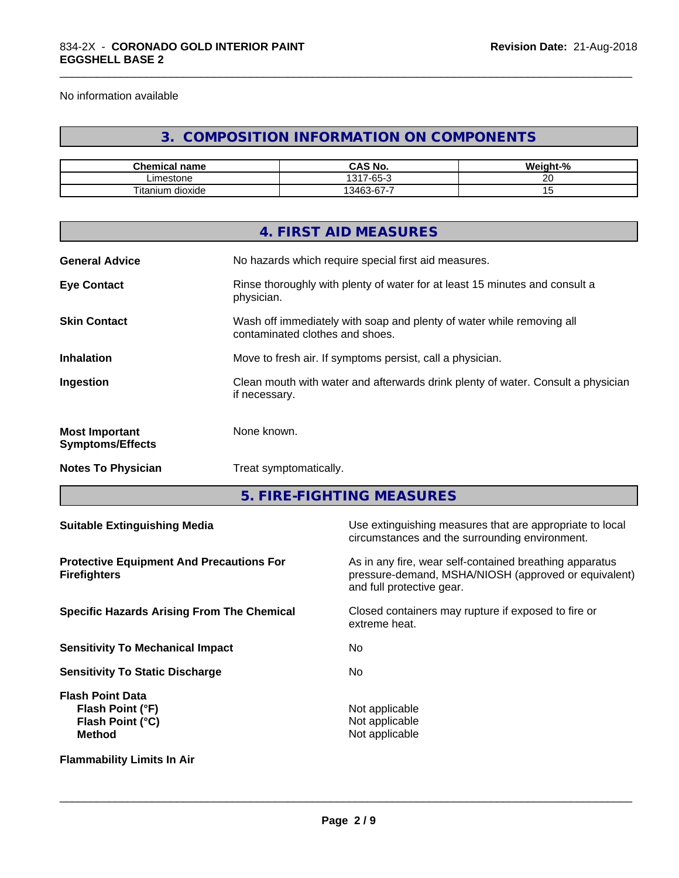No information available

## 3. COMPOSITION INFORMATION ON COMPONENTS

| Chemical name | CAS No. | Weight-% |
|---|---|---|
| Limestone | 1317-65-3 | 20 |
| Titanium dioxide | 13463-67-7 | 15 |

## 4. FIRST AID MEASURES

**General Advice** No hazards which require special first aid measures.

**Eye Contact** Rinse thoroughly with plenty of water for at least 15 minutes and consult a physician.

**Skin Contact** Wash off immediately with soap and plenty of water while removing all contaminated clothes and shoes.

**Inhalation** Move to fresh air. If symptoms persist, call a physician.

**Ingestion** Clean mouth with water and afterwards drink plenty of water. Consult a physician if necessary.

**Most Important Symptoms/Effects** None known.

**Notes To Physician** Treat symptomatically.

## 5. FIRE-FIGHTING MEASURES

**Suitable Extinguishing Media** Use extinguishing measures that are appropriate to local circumstances and the surrounding environment.

**Protective Equipment And Precautions For Firefighters** As in any fire, wear self-contained breathing apparatus pressure-demand, MSHA/NIOSH (approved or equivalent) and full protective gear.

**Specific Hazards Arising From The Chemical** Closed containers may rupture if exposed to fire or extreme heat.

**Sensitivity To Mechanical Impact** No

**Sensitivity To Static Discharge** No

**Flash Point Data**
**Flash Point (°F)** Not applicable
**Flash Point (°C)** Not applicable
**Method** Not applicable

**Flammability Limits In Air**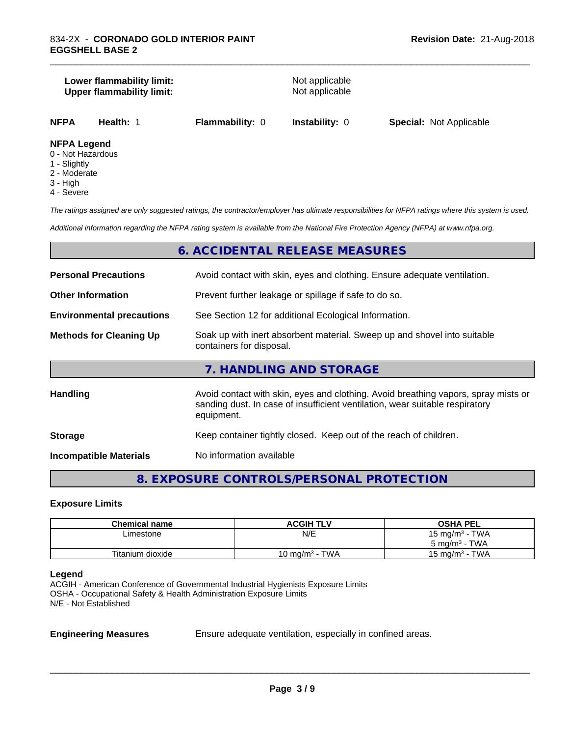**Lower flammability limit:** Not applicable
**Upper flammability limit:** Not applicable

| NFPA | Health: 1 | Flammability: 0 | Instability: 0 | Special: Not Applicable |
|---|---|---|---|---|

**NFPA Legend**
- 0 - Not Hazardous
- 1 - Slightly
- 2 - Moderate
- 3 - High
- 4 - Severe

*The ratings assigned are only suggested ratings, the contractor/employer has ultimate responsibilities for NFPA ratings where this system is used.*

*Additional information regarding the NFPA rating system is available from the National Fire Protection Agency (NFPA) at www.nfpa.org.*

## 6. ACCIDENTAL RELEASE MEASURES

**Personal Precautions** Avoid contact with skin, eyes and clothing. Ensure adequate ventilation.

**Other Information** Prevent further leakage or spillage if safe to do so.

**Environmental precautions** See Section 12 for additional Ecological Information.

**Methods for Cleaning Up** Soak up with inert absorbent material. Sweep up and shovel into suitable containers for disposal.

## 7. HANDLING AND STORAGE

**Handling** Avoid contact with skin, eyes and clothing. Avoid breathing vapors, spray mists or sanding dust. In case of insufficient ventilation, wear suitable respiratory equipment.

**Storage** Keep container tightly closed. Keep out of the reach of children.

**Incompatible Materials** No information available

## 8. EXPOSURE CONTROLS/PERSONAL PROTECTION

### Exposure Limits

| Chemical name | ACGIH TLV | OSHA PEL |
|---|---|---|
| Limestone | N/E | 15 mg/m³ - TWA<br>5 mg/m³ - TWA |
| Titanium dioxide | 10 mg/m³ - TWA | 15 mg/m³ - TWA |

**Legend**
ACGIH - American Conference of Governmental Industrial Hygienists Exposure Limits
OSHA - Occupational Safety & Health Administration Exposure Limits
N/E - Not Established

**Engineering Measures** Ensure adequate ventilation, especially in confined areas.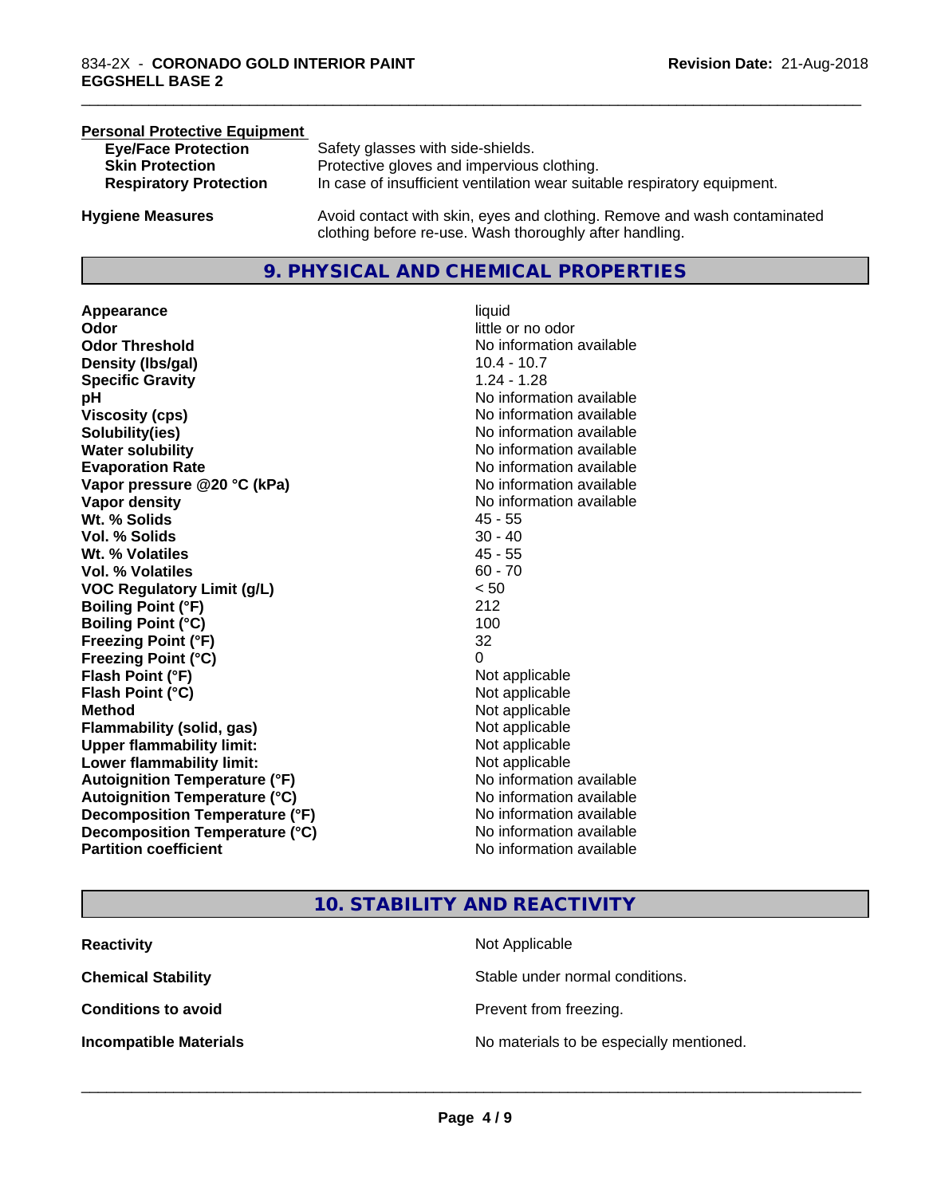**Personal Protective Equipment**

| | |
|---|---|
| **Eye/Face Protection** | Safety glasses with side-shields. |
| **Skin Protection** | Protective gloves and impervious clothing. |
| **Respiratory Protection** | In case of insufficient ventilation wear suitable respiratory equipment. |
| **Hygiene Measures** | Avoid contact with skin, eyes and clothing. Remove and wash contaminated clothing before re-use. Wash thoroughly after handling. |

## 9. PHYSICAL AND CHEMICAL PROPERTIES

| | |
|---|---|
| **Appearance** | liquid |
| **Odor** | little or no odor |
| **Odor Threshold** | No information available |
| **Density (lbs/gal)** | 10.4 - 10.7 |
| **Specific Gravity** | 1.24 - 1.28 |
| **pH** | No information available |
| **Viscosity (cps)** | No information available |
| **Solubility(ies)** | No information available |
| **Water solubility** | No information available |
| **Evaporation Rate** | No information available |
| **Vapor pressure @20 °C (kPa)** | No information available |
| **Vapor density** | No information available |
| **Wt. % Solids** | 45 - 55 |
| **Vol. % Solids** | 30 - 40 |
| **Wt. % Volatiles** | 45 - 55 |
| **Vol. % Volatiles** | 60 - 70 |
| **VOC Regulatory Limit (g/L)** | < 50 |
| **Boiling Point (°F)** | 212 |
| **Boiling Point (°C)** | 100 |
| **Freezing Point (°F)** | 32 |
| **Freezing Point (°C)** | 0 |
| **Flash Point (°F)** | Not applicable |
| **Flash Point (°C)** | Not applicable |
| **Method** | Not applicable |
| **Flammability (solid, gas)** | Not applicable |
| **Upper flammability limit:** | Not applicable |
| **Lower flammability limit:** | Not applicable |
| **Autoignition Temperature (°F)** | No information available |
| **Autoignition Temperature (°C)** | No information available |
| **Decomposition Temperature (°F)** | No information available |
| **Decomposition Temperature (°C)** | No information available |
| **Partition coefficient** | No information available |

## 10. STABILITY AND REACTIVITY

| | |
|---|---|
| **Reactivity** | Not Applicable |
| **Chemical Stability** | Stable under normal conditions. |
| **Conditions to avoid** | Prevent from freezing. |
| **Incompatible Materials** | No materials to be especially mentioned. |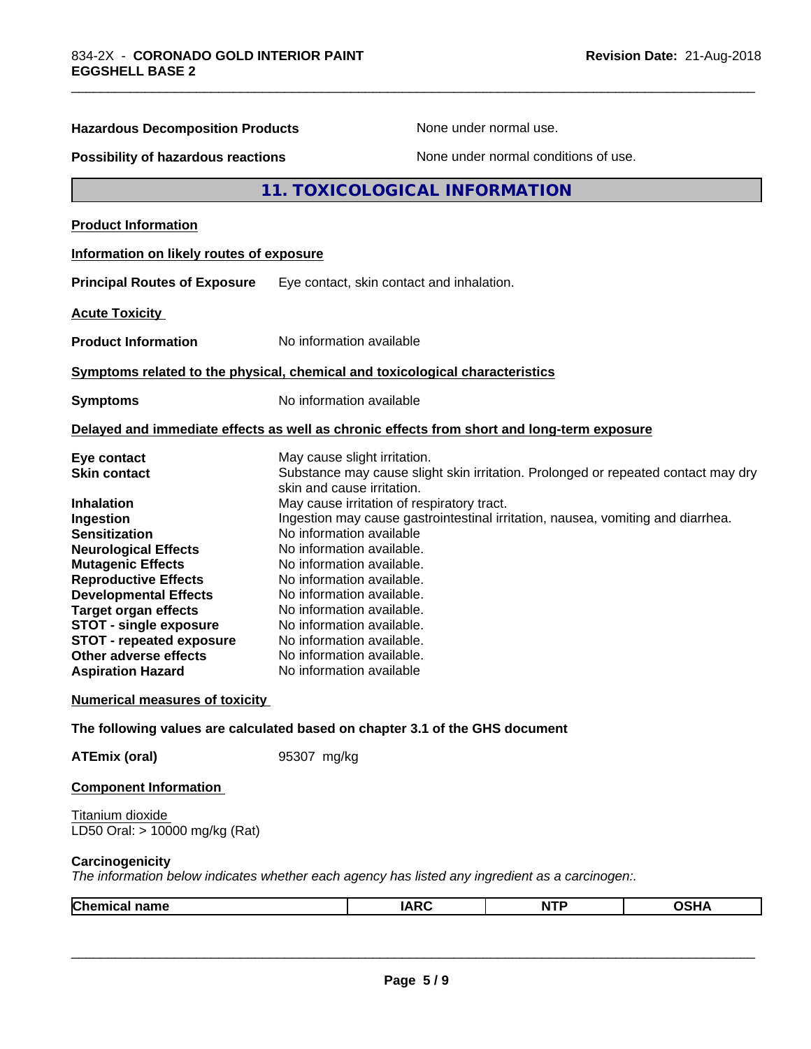**Hazardous Decomposition Products** None under normal use.

**Possibility of hazardous reactions** None under normal conditions of use.

## 11. TOXICOLOGICAL INFORMATION

**Product Information**

**Information on likely routes of exposure**

**Principal Routes of Exposure** Eye contact, skin contact and inhalation.

**Acute Toxicity**

**Product Information** No information available

**Symptoms related to the physical, chemical and toxicological characteristics**

**Symptoms** No information available

**Delayed and immediate effects as well as chronic effects from short and long-term exposure**

| | |
|---|---|
| **Eye contact** | May cause slight irritation. |
| **Skin contact** | Substance may cause slight skin irritation. Prolonged or repeated contact may dry skin and cause irritation. |
| **Inhalation** | May cause irritation of respiratory tract. |
| **Ingestion** | Ingestion may cause gastrointestinal irritation, nausea, vomiting and diarrhea. |
| **Sensitization** | No information available |
| **Neurological Effects** | No information available. |
| **Mutagenic Effects** | No information available. |
| **Reproductive Effects** | No information available. |
| **Developmental Effects** | No information available. |
| **Target organ effects** | No information available. |
| **STOT - single exposure** | No information available. |
| **STOT - repeated exposure** | No information available. |
| **Other adverse effects** | No information available. |
| **Aspiration Hazard** | No information available |

**Numerical measures of toxicity**

**The following values are calculated based on chapter 3.1 of the GHS document**

**ATEmix (oral)** 95307 mg/kg

**Component Information**

Titanium dioxide
LD50 Oral: > 10000 mg/kg (Rat)

**Carcinogenicity**

*The information below indicates whether each agency has listed any ingredient as a carcinogen:.*

| Chemical name | IARC | NTP | OSHA |
|---|---|---|---|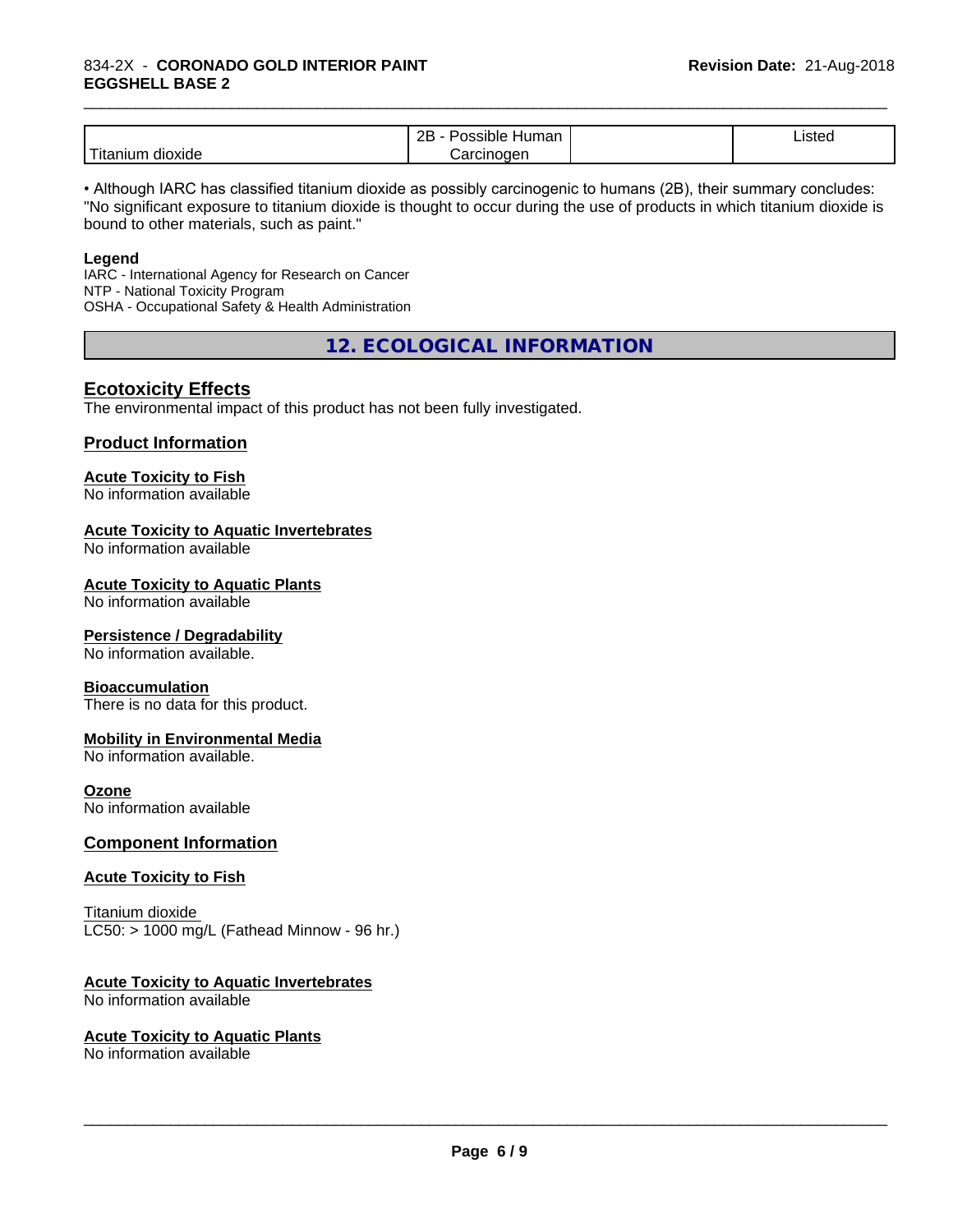| | | | |
|---|---|---|---|
| Titanium dioxide | 2B - Possible Human Carcinogen | | Listed |

• Although IARC has classified titanium dioxide as possibly carcinogenic to humans (2B), their summary concludes: "No significant exposure to titanium dioxide is thought to occur during the use of products in which titanium dioxide is bound to other materials, such as paint."

**Legend**
IARC - International Agency for Research on Cancer
NTP - National Toxicity Program
OSHA - Occupational Safety & Health Administration

## 12. ECOLOGICAL INFORMATION

### Ecotoxicity Effects

The environmental impact of this product has not been fully investigated.

### Product Information

**Acute Toxicity to Fish**
No information available

**Acute Toxicity to Aquatic Invertebrates**
No information available

**Acute Toxicity to Aquatic Plants**
No information available

**Persistence / Degradability**
No information available.

**Bioaccumulation**
There is no data for this product.

**Mobility in Environmental Media**
No information available.

**Ozone**
No information available

### Component Information

**Acute Toxicity to Fish**

Titanium dioxide
LC50: > 1000 mg/L (Fathead Minnow - 96 hr.)

**Acute Toxicity to Aquatic Invertebrates**
No information available

**Acute Toxicity to Aquatic Plants**
No information available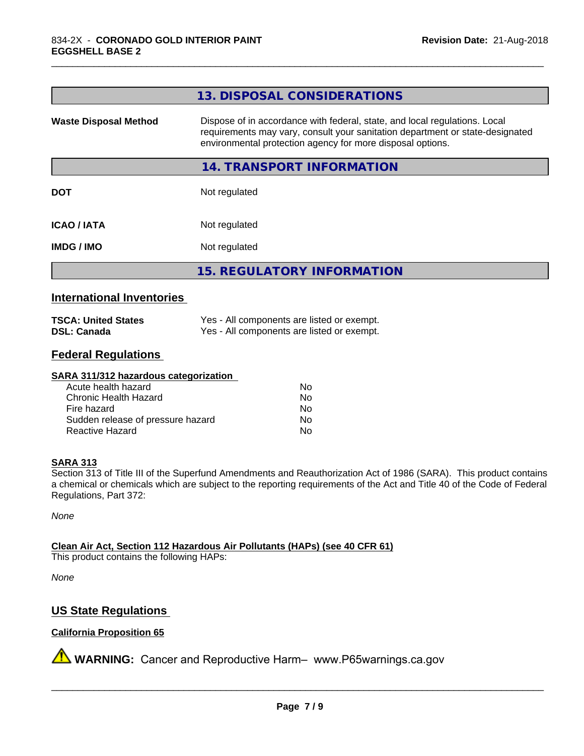## 13. DISPOSAL CONSIDERATIONS

| | |
|---|---|
| **Waste Disposal Method** | Dispose of in accordance with federal, state, and local regulations. Local requirements may vary, consult your sanitation department or state-designated environmental protection agency for more disposal options. |

## 14. TRANSPORT INFORMATION

| | |
|---|---|
| **DOT** | Not regulated |
| **ICAO / IATA** | Not regulated |
| **IMDG / IMO** | Not regulated |

## 15. REGULATORY INFORMATION

### International Inventories

| | |
|---|---|
| **TSCA: United States** | Yes - All components are listed or exempt. |
| **DSL: Canada** | Yes - All components are listed or exempt. |

### Federal Regulations

**SARA 311/312 hazardous categorization**

| | |
|---|---|
| Acute health hazard | No |
| Chronic Health Hazard | No |
| Fire hazard | No |
| Sudden release of pressure hazard | No |
| Reactive Hazard | No |

**SARA 313**

Section 313 of Title III of the Superfund Amendments and Reauthorization Act of 1986 (SARA). This product contains a chemical or chemicals which are subject to the reporting requirements of the Act and Title 40 of the Code of Federal Regulations, Part 372:

*None*

**Clean Air Act, Section 112 Hazardous Air Pollutants (HAPs) (see 40 CFR 61)**

This product contains the following HAPs:

*None*

### US State Regulations

**California Proposition 65**

⚠ **WARNING:** Cancer and Reproductive Harm– www.P65warnings.ca.gov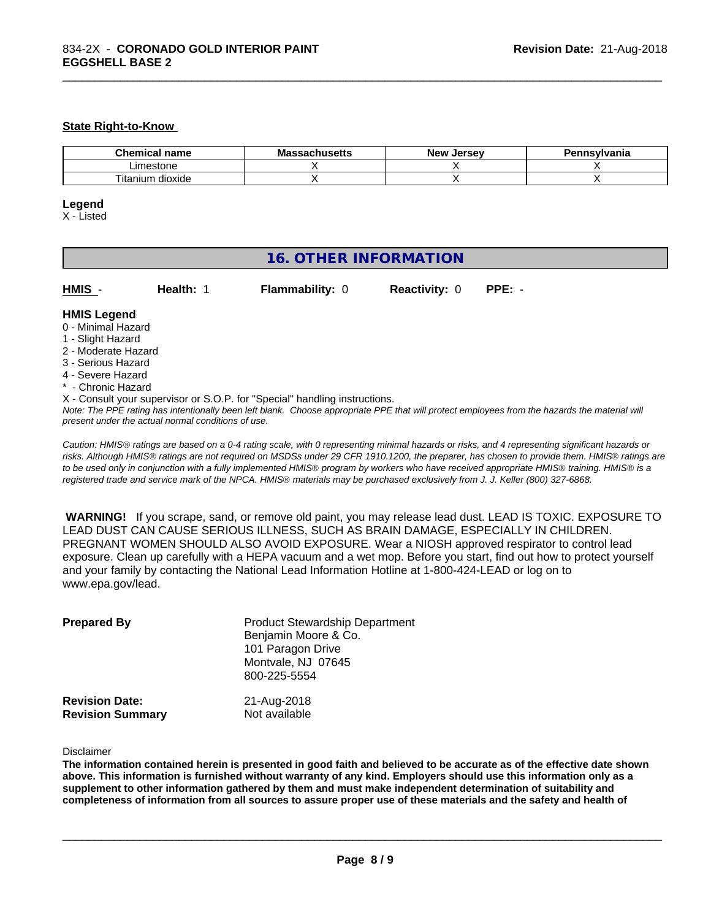**State Right-to-Know**

| Chemical name | Massachusetts | New Jersey | Pennsylvania |
|---|---|---|---|
| Limestone | X | X | X |
| Titanium dioxide | X | X | X |

**Legend**

X - Listed

## 16. OTHER INFORMATION

| **HMIS** - | **Health:** 1 | **Flammability:** 0 | **Reactivity:** 0 | **PPE:** - |
|---|---|---|---|---|

**HMIS Legend**

0 - Minimal Hazard
1 - Slight Hazard
2 - Moderate Hazard
3 - Serious Hazard
4 - Severe Hazard
* - Chronic Hazard

X - Consult your supervisor or S.O.P. for "Special" handling instructions.

*Note: The PPE rating has intentionally been left blank. Choose appropriate PPE that will protect employees from the hazards the material will present under the actual normal conditions of use.*

*Caution: HMIS® ratings are based on a 0-4 rating scale, with 0 representing minimal hazards or risks, and 4 representing significant hazards or risks. Although HMIS® ratings are not required on MSDSs under 29 CFR 1910.1200, the preparer, has chosen to provide them. HMIS® ratings are to be used only in conjunction with a fully implemented HMIS® program by workers who have received appropriate HMIS® training. HMIS® is a registered trade and service mark of the NPCA. HMIS® materials may be purchased exclusively from J. J. Keller (800) 327-6868.*

**WARNING!** If you scrape, sand, or remove old paint, you may release lead dust. LEAD IS TOXIC. EXPOSURE TO LEAD DUST CAN CAUSE SERIOUS ILLNESS, SUCH AS BRAIN DAMAGE, ESPECIALLY IN CHILDREN. PREGNANT WOMEN SHOULD ALSO AVOID EXPOSURE. Wear a NIOSH approved respirator to control lead exposure. Clean up carefully with a HEPA vacuum and a wet mop. Before you start, find out how to protect yourself and your family by contacting the National Lead Information Hotline at 1-800-424-LEAD or log on to www.epa.gov/lead.

**Prepared By**

Product Stewardship Department
Benjamin Moore & Co.
101 Paragon Drive
Montvale, NJ 07645
800-225-5554

**Revision Date:** 21-Aug-2018
**Revision Summary** Not available

Disclaimer

**The information contained herein is presented in good faith and believed to be accurate as of the effective date shown above. This information is furnished without warranty of any kind. Employers should use this information only as a supplement to other information gathered by them and must make independent determination of suitability and completeness of information from all sources to assure proper use of these materials and the safety and health of**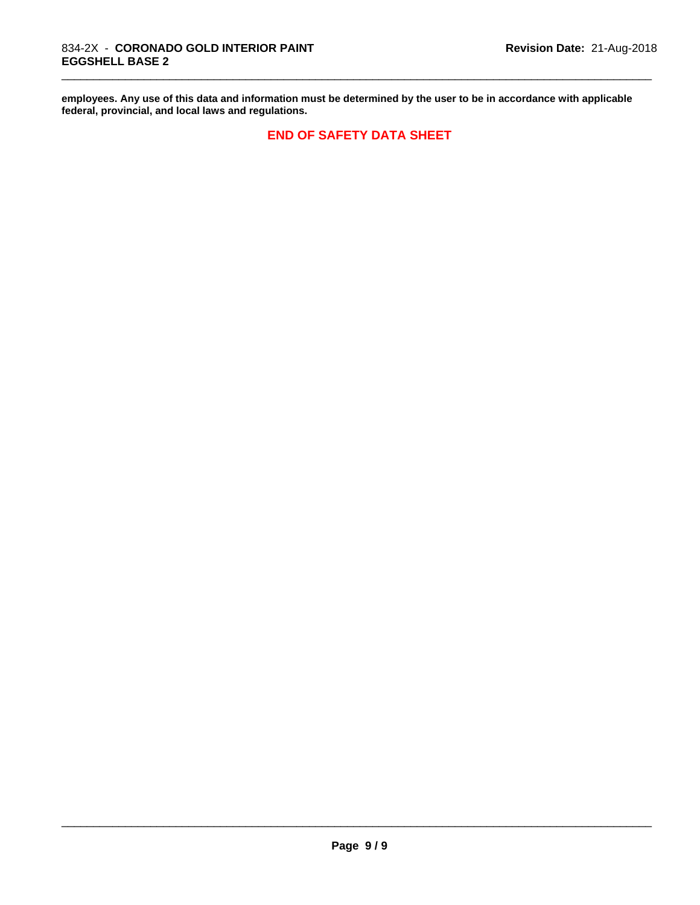**employees. Any use of this data and information must be determined by the user to be in accordance with applicable federal, provincial, and local laws and regulations.**

**END OF SAFETY DATA SHEET**